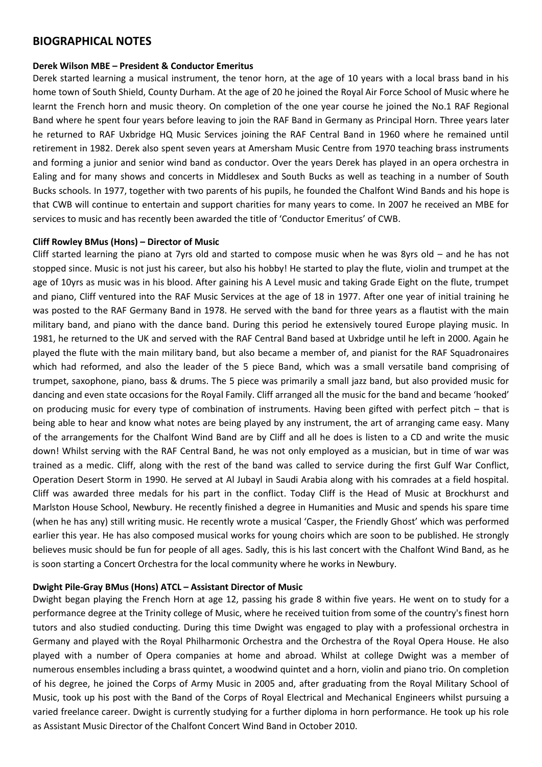## BIOGRAPHICAL NOTES

**Derek Wilson MBE – President & Conductor Emeritus**

Derek started learning a musical instrument, the tenor horn, at the age of 10 years with a local brass band in his home town of South Shield, County Durham. At the age of 20 he joined the Royal Air Force School of Music where he learnt the French horn and music theory. On completion of the one year course he joined the No.1 RAF Regional Band where he spent four years before leaving to join the RAF Band in Germany as Principal Horn. Three years later he returned to RAF Uxbridge HQ Music Services joining the RAF Central Band in 1960 where he remained until retirement in 1982. Derek also spent seven years at Amersham Music Centre from 1970 teaching brass instruments and forming a junior and senior wind band as conductor. Over the years Derek has played in an opera orchestra in Ealing and for many shows and concerts in Middlesex and South Bucks as well as teaching in a number of South Bucks schools. In 1977, together with two parents of his pupils, he founded the Chalfont Wind Bands and his hope is that CWB will continue to entertain and support charities for many years to come. In 2007 he received an MBE for services to music and has recently been awarded the title of 'Conductor Emeritus' of CWB.

**Cliff Rowley BMus (Hons) – Director of Music**

Cliff started learning the piano at 7yrs old and started to compose music when he was 8yrs old – and he has not stopped since. Music is not just his career, but also his hobby! He started to play the flute, violin and trumpet at the age of 10yrs as music was in his blood. After gaining his A Level music and taking Grade Eight on the flute, trumpet and piano, Cliff ventured into the RAF Music Services at the age of 18 in 1977. After one year of initial training he was posted to the RAF Germany Band in 1978. He served with the band for three years as a flautist with the main military band, and piano with the dance band. During this period he extensively toured Europe playing music. In 1981, he returned to the UK and served with the RAF Central Band based at Uxbridge until he left in 2000. Again he played the flute with the main military band, but also became a member of, and pianist for the RAF Squadronaires which had reformed, and also the leader of the 5 piece Band, which was a small versatile band comprising of trumpet, saxophone, piano, bass & drums. The 5 piece was primarily a small jazz band, but also provided music for dancing and even state occasions for the Royal Family. Cliff arranged all the music for the band and became 'hooked' on producing music for every type of combination of instruments. Having been gifted with perfect pitch – that is being able to hear and know what notes are being played by any instrument, the art of arranging came easy. Many of the arrangements for the Chalfont Wind Band are by Cliff and all he does is listen to a CD and write the music down! Whilst serving with the RAF Central Band, he was not only employed as a musician, but in time of war was trained as a medic. Cliff, along with the rest of the band was called to service during the first Gulf War Conflict, Operation Desert Storm in 1990. He served at Al Jubayl in Saudi Arabia along with his comrades at a field hospital. Cliff was awarded three medals for his part in the conflict. Today Cliff is the Head of Music at Brockhurst and Marlston House School, Newbury. He recently finished a degree in Humanities and Music and spends his spare time (when he has any) still writing music. He recently wrote a musical 'Casper, the Friendly Ghost' which was performed earlier this year. He has also composed musical works for young choirs which are soon to be published. He strongly believes music should be fun for people of all ages. Sadly, this is his last concert with the Chalfont Wind Band, as he is soon starting a Concert Orchestra for the local community where he works in Newbury.

**Dwight Pile-Gray BMus (Hons) ATCL – Assistant Director of Music**

Dwight began playing the French Horn at age 12, passing his grade 8 within five years. He went on to study for a performance degree at the Trinity college of Music, where he received tuition from some of the country's finest horn tutors and also studied conducting. During this time Dwight was engaged to play with a professional orchestra in Germany and played with the Royal Philharmonic Orchestra and the Orchestra of the Royal Opera House. He also played with a number of Opera companies at home and abroad. Whilst at college Dwight was a member of numerous ensembles including a brass quintet, a woodwind quintet and a horn, violin and piano trio. On completion of his degree, he joined the Corps of Army Music in 2005 and, after graduating from the Royal Military School of Music, took up his post with the Band of the Corps of Royal Electrical and Mechanical Engineers whilst pursuing a varied freelance career. Dwight is currently studying for a further diploma in horn performance. He took up his role as Assistant Music Director of the Chalfont Concert Wind Band in October 2010.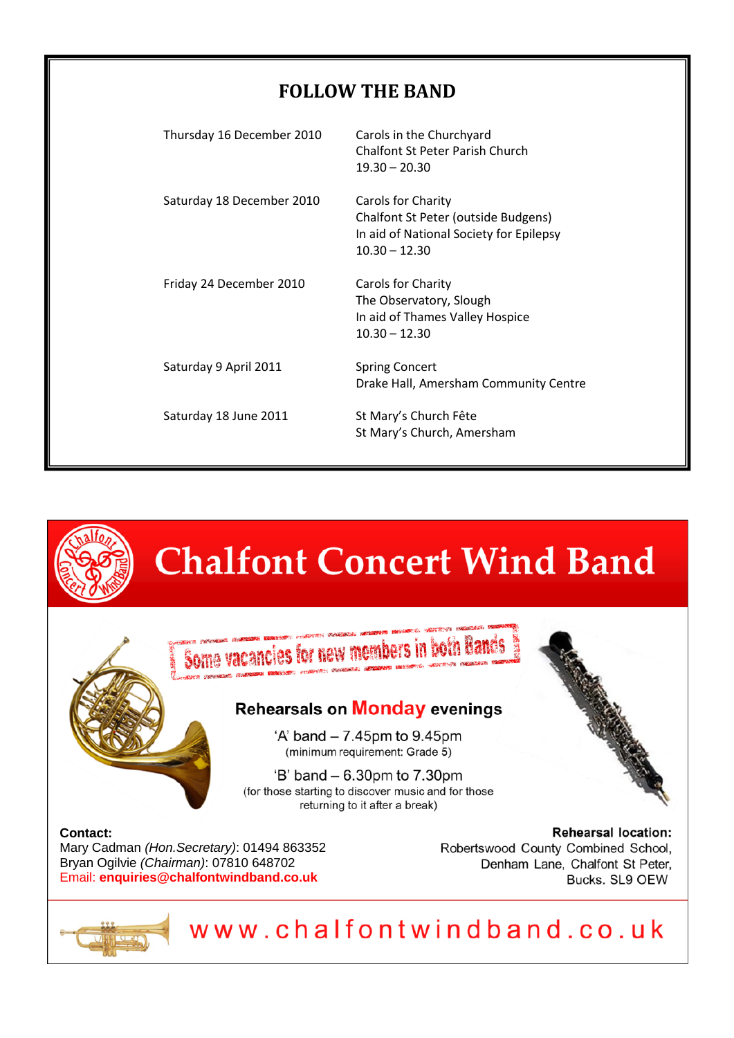# FOLLOW THE BAND

| | |
|---|---|
| Thursday 16 December 2010 | Carols in the Churchyard<br>Chalfont St Peter Parish Church<br>19.30 – 20.30 |
| Saturday 18 December 2010 | Carols for Charity<br>Chalfont St Peter (outside Budgens)<br>In aid of National Society for Epilepsy<br>10.30 – 12.30 |
| Friday 24 December 2010 | Carols for Charity<br>The Observatory, Slough<br>In aid of Thames Valley Hospice<br>10.30 – 12.30 |
| Saturday 9 April 2011 | Spring Concert<br>Drake Hall, Amersham Community Centre |
| Saturday 18 June 2011 | St Mary's Church Fête<br>St Mary's Church, Amersham |

# Chalfont Concert Wind Band

Some vacancies for new members in both Bands

### Rehearsals on Monday evenings

'A' band – 7.45pm to 9.45pm
(minimum requirement: Grade 5)

'B' band – 6.30pm to 7.30pm
(for those starting to discover music and for those returning to it after a break)

**Contact:**
Mary Cadman *(Hon.Secretary)*: 01494 863352
Bryan Ogilvie *(Chairman)*: 07810 648702
Email: **enquiries@chalfontwindband.co.uk**

**Rehearsal location:**
Robertswood County Combined School,
Denham Lane, Chalfont St Peter,
Bucks. SL9 OEW

www.chalfontwindband.co.uk